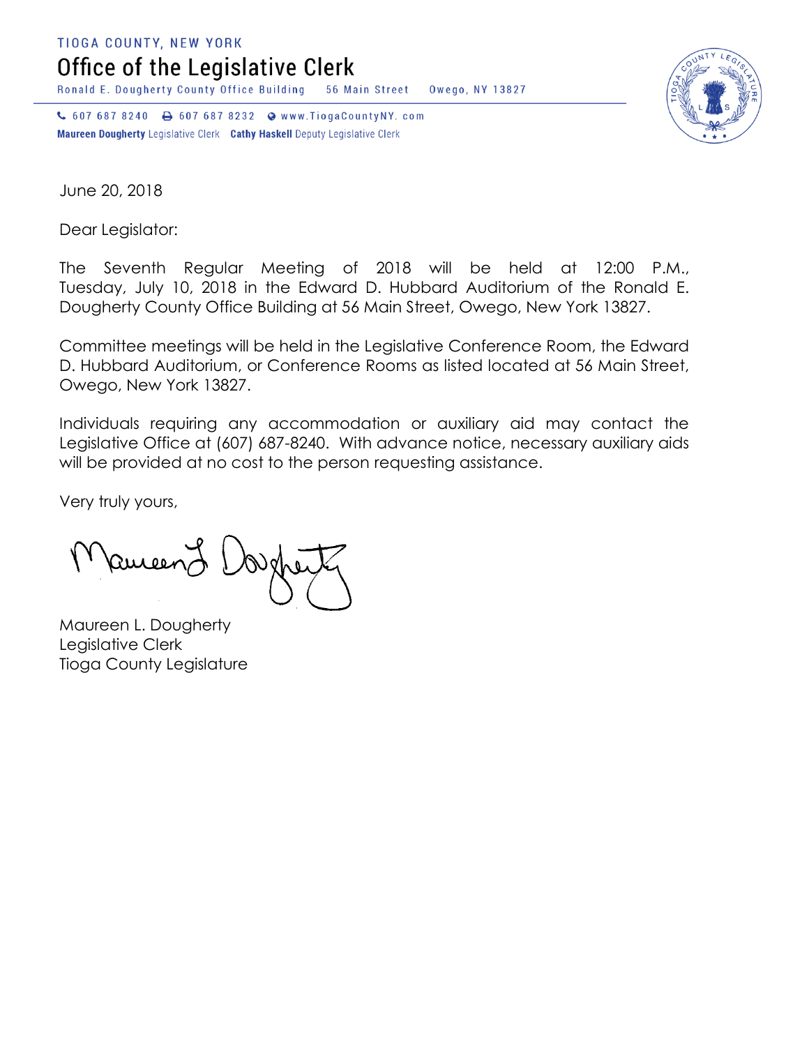TIOGA COUNTY, NEW YORK

# Office of the Legislative Clerk

Ronald E. Dougherty County Office Building 56 Main Street Owego, NY 13827

607 687 8240 607 687 8232 www.TiogaCountyNY.com

**Maureen Dougherty** Legislative Clerk **Cathy Haskell** Deputy Legislative Clerk

June 20, 2018

Dear Legislator:

The Seventh Regular Meeting of 2018 will be held at 12:00 P.M., Tuesday, July 10, 2018 in the Edward D. Hubbard Auditorium of the Ronald E. Dougherty County Office Building at 56 Main Street, Owego, New York 13827.

Committee meetings will be held in the Legislative Conference Room, the Edward D. Hubbard Auditorium, or Conference Rooms as listed located at 56 Main Street, Owego, New York 13827.

Individuals requiring any accommodation or auxiliary aid may contact the Legislative Office at (607) 687-8240. With advance notice, necessary auxiliary aids will be provided at no cost to the person requesting assistance.

Very truly yours,

Maureen L. Dougherty
Legislative Clerk
Tioga County Legislature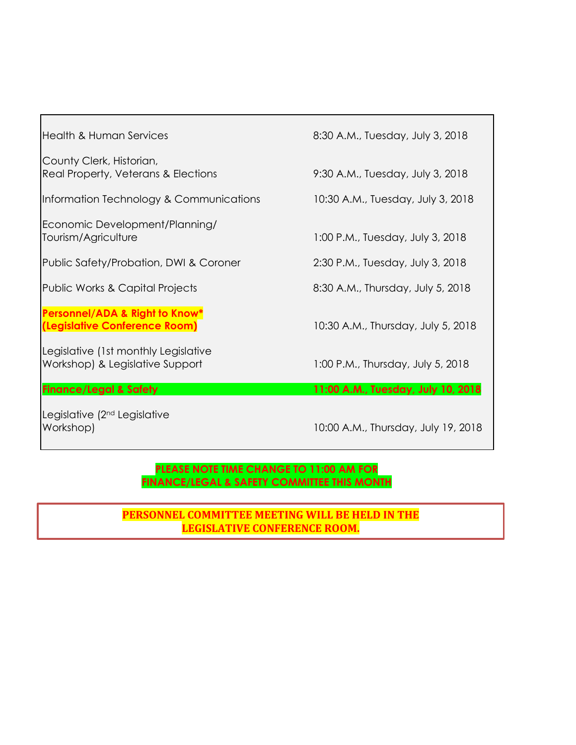| | |
|---|---|
| Health & Human Services | 8:30 A.M., Tuesday, July 3, 2018 |
| County Clerk, Historian, Real Property, Veterans & Elections | 9:30 A.M., Tuesday, July 3, 2018 |
| Information Technology & Communications | 10:30 A.M., Tuesday, July 3, 2018 |
| Economic Development/Planning/ Tourism/Agriculture | 1:00 P.M., Tuesday, July 3, 2018 |
| Public Safety/Probation, DWI & Coroner | 2:30 P.M., Tuesday, July 3, 2018 |
| Public Works & Capital Projects | 8:30 A.M., Thursday, July 5, 2018 |
| **Personnel/ADA & Right to Know* (Legislative Conference Room)** | 10:30 A.M., Thursday, July 5, 2018 |
| Legislative (1st monthly Legislative Workshop) & Legislative Support | 1:00 P.M., Thursday, July 5, 2018 |
| **Finance/Legal & Safety** | **11:00 A.M., Tuesday, July 10, 2018** |
| Legislative (2nd Legislative Workshop) | 10:00 A.M., Thursday, July 19, 2018 |

**PLEASE NOTE TIME CHANGE TO 11:00 AM FOR FINANCE/LEGAL & SAFETY COMMITTEE THIS MONTH**

**PERSONNEL COMMITTEE MEETING WILL BE HELD IN THE LEGISLATIVE CONFERENCE ROOM.**